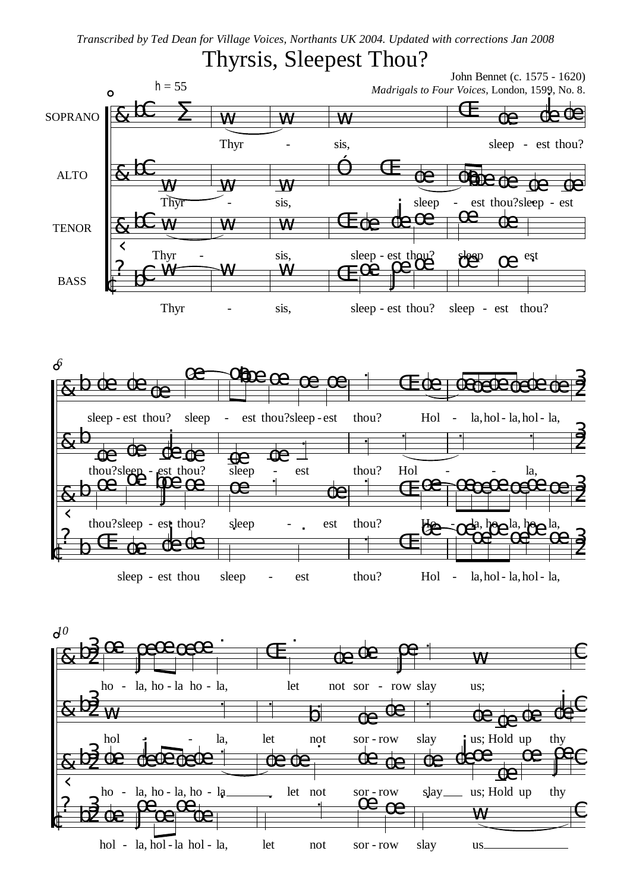*Transcribed by Ted Dean for Village Voices, Northants UK 2004. Updated with corrections Jan 2008*

# Thyrsis, Sleepest Thou?

John Bennet (c. 1575 - 1620)
*Madrigals to Four Voices*, London, 1599, No. 8.

h = 55

SOPRANO: Thyr - sis, sleep - est thou? sleep - est thou? sleep - est thou?sleep - est thou? Hol - la, hol - la, hol - la, ho - la, ho - la ho - la, let not sor - row slay us;

ALTO: Thyr - sis, sleep - est thou?sleep - est thou?sleep - est thou? sleep - est thou? Hol - la, hol - la, let not sor - row slay us; Hold up thy

TENOR: Thyr - sis, sleep - est thou? sleep - est thou?sleep - est thou? sleep - est thou? Ho - la, ho - la, ho - la, ho - la, ho - la, ho - la let not sor - row slay us; Hold up thy

BASS: Thyr - sis, sleep - est thou? sleep - est thou? sleep - est thou sleep - est thou? Hol - la, hol - la, hol - la, hol - la, hol - la hol - la, let not sor - row slay us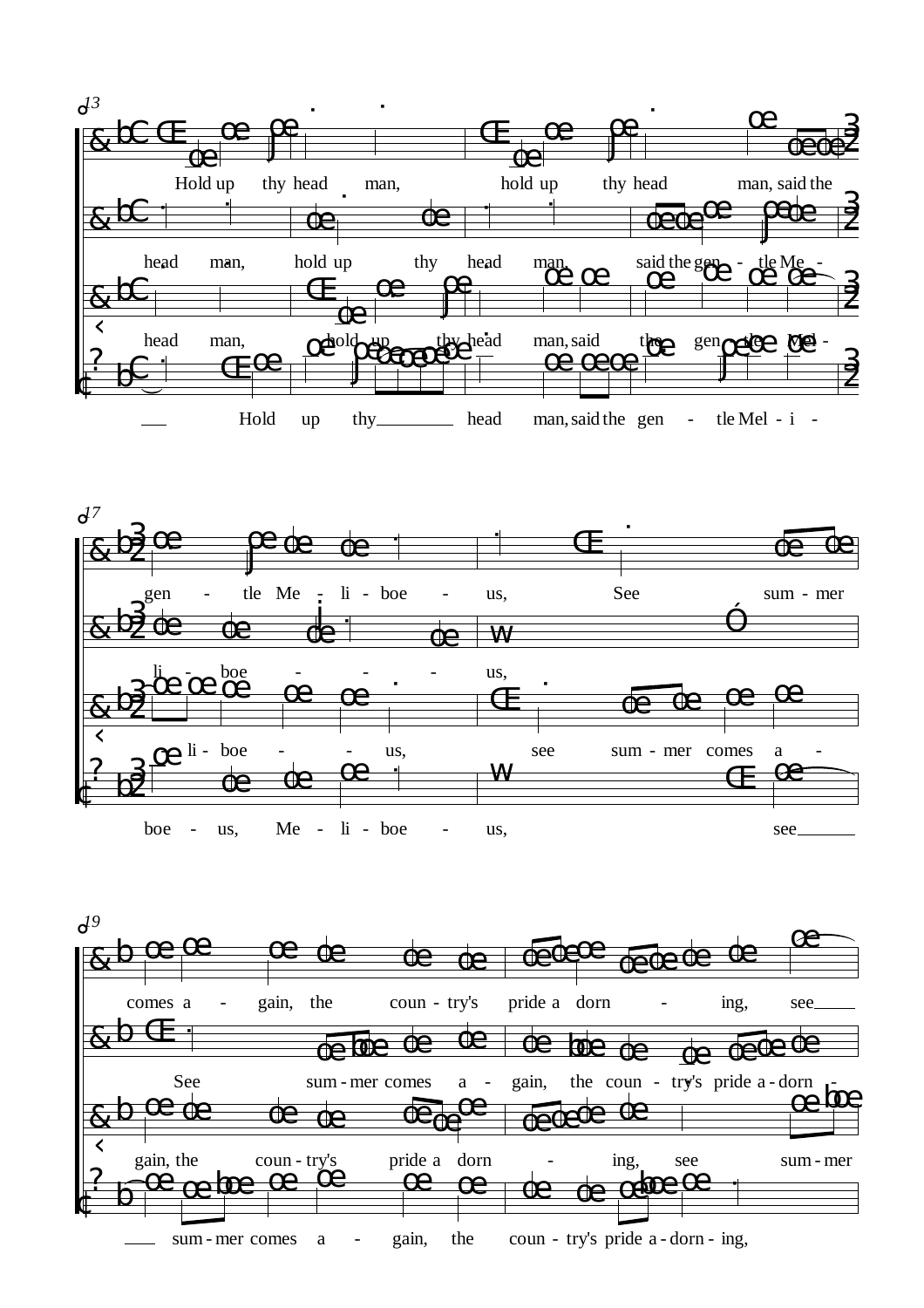*13*

Hold up thy head man, hold up thy head man, said the

head man, hold up thy head man, said the gen - tle Me -

head man, hold up thy head man, said the gen - tle Mel -

___ Hold up thy___ head man, said the gen - tle Mel - i -

*17*

gen - tle Me - li - boe - us, See sum - mer

li - boe - - - us,

li - boe - - us, see sum - mer comes a -

boe - us, Me - li - boe - us, see___

*19*

comes a - gain, the coun - try's pride a dorn - ing, see___

See sum - mer comes a - gain, the coun - try's pride a - dorn -

gain, the coun - try's pride a dorn - ing, see sum - mer

___ sum - mer comes a - gain, the coun - try's pride a - dorn - ing,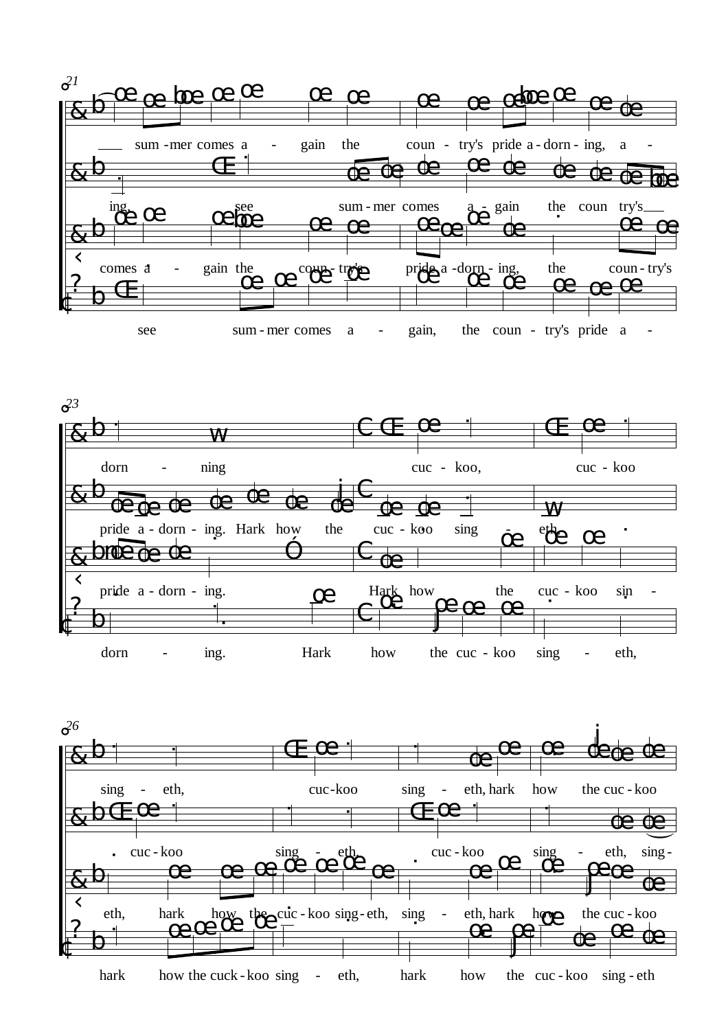21

sum - mer comes a - gain the coun - try's pride a - dorn - ing, a -

ing, see sum - mer comes a - gain the coun try's

comes a - gain the coun - try's pride a - dorn - ing, the coun - try's

see sum - mer comes a - gain, the coun - try's pride a -

23

dorn - ning cuc - koo, cuc - koo

pride a - dorn - ing. Hark how the cuc - koo sing - eth,

pride a - dorn - ing. Hark how the cuc - koo sin -

dorn - ing. Hark how the cuc - koo sing - eth,

26

sing - eth, cuc-koo sing - eth, hark how the cuc - koo

cuc - koo sing - eth, cuc - koo sing - eth, sing -

eth, hark how the cuc - koo sing - eth, sing - eth, hark how the cuc - koo

hark how the cuck - koo sing - eth, hark how the cuc - koo sing - eth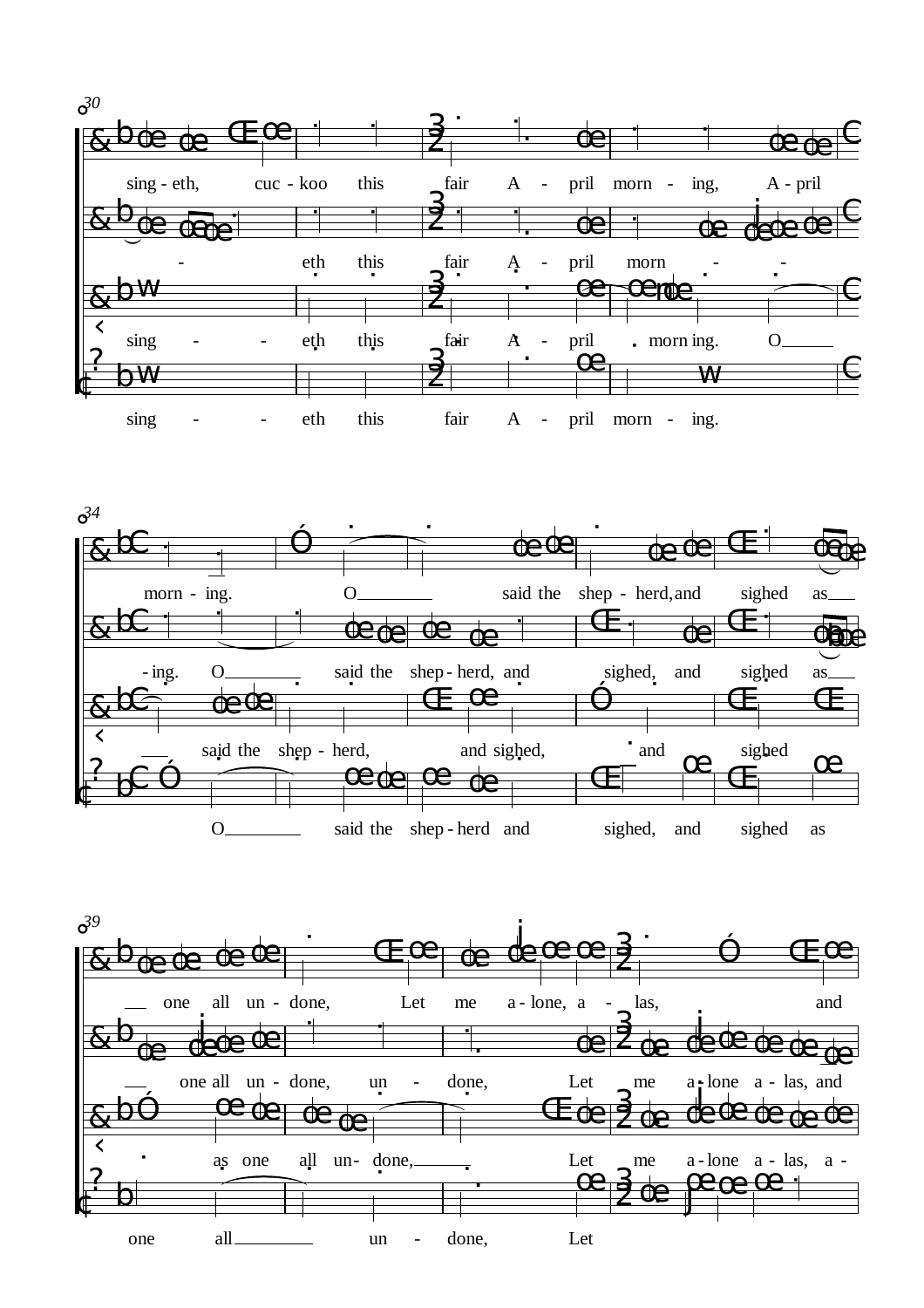30

sing - eth, cuc - koo this fair A - pril morn - ing, A - pril

- eth this fair A - pril morn - -

sing - - eth this fair A - pril morn ing. O

sing - - eth this fair A - pril morn - ing.

34

morn - ing. O said the shep - herd, and sighed as

- ing. O said the shep - herd, and sighed, and sighed as

said the shep - herd, and sighed, and sighed

O said the shep - herd and sighed, and sighed as

39

one all un - done, Let me a - lone, a - las, and

one all un - done, un - done, Let me a - lone a - las, and

as one all un- done, Let me a - lone a - las, a -

one all un - done, Let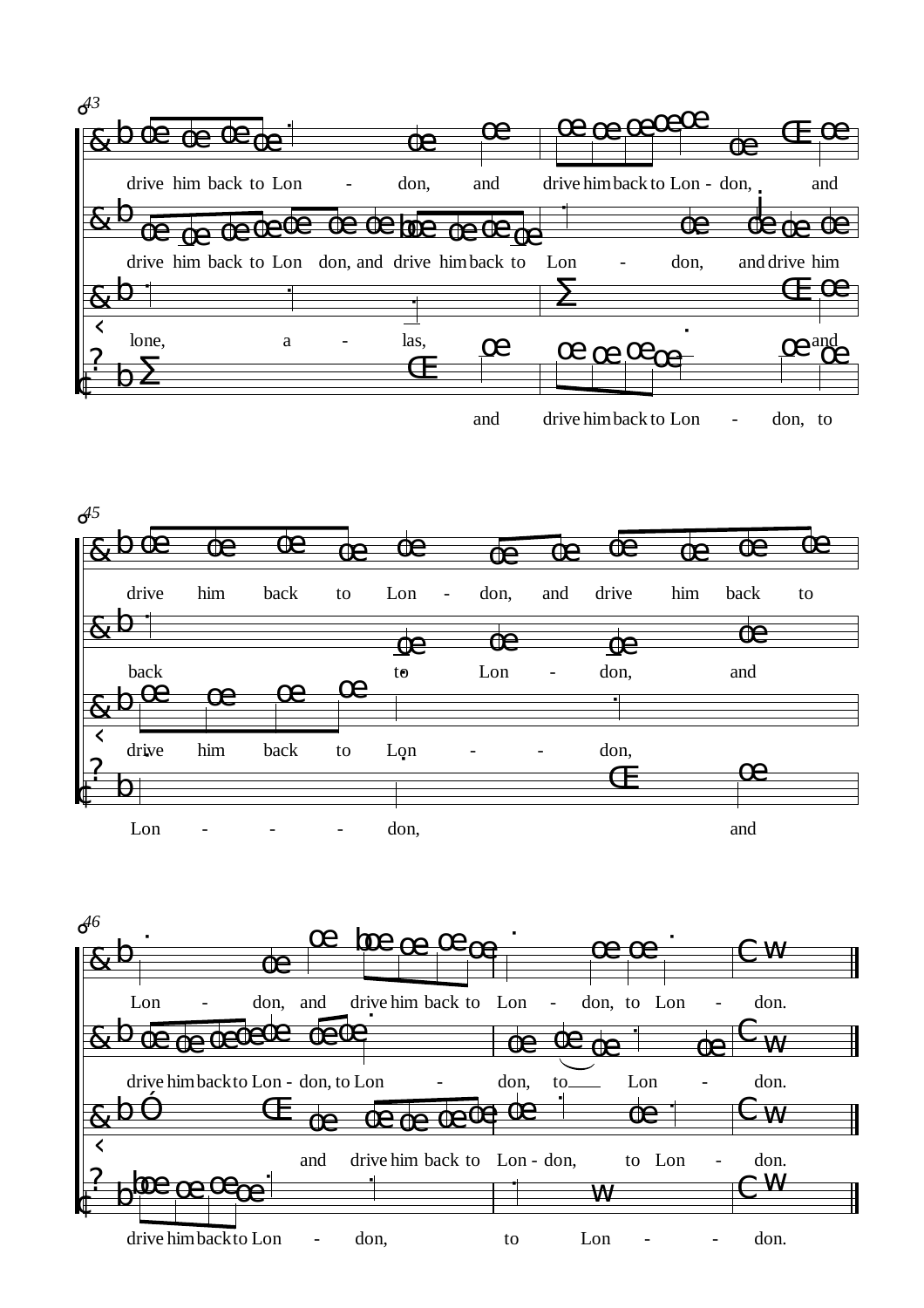43

drive him back to Lon - don, and drive him back to Lon - don, and

drive him back to Lon don, and drive him back to Lon - don, and drive him

lone, a - las, and

and drive him back to Lon - don, to

45

drive him back to Lon - don, and drive him back to

back to Lon - don, and

drive him back to Lon - - don,

Lon - - - don, and

46

Lon - don, and drive him back to Lon - don, to Lon - don.

drive him back to Lon - don, to Lon - don, to Lon - don.

and drive him back to Lon - don, to Lon - don.

drive him back to Lon - don, to Lon - - don.